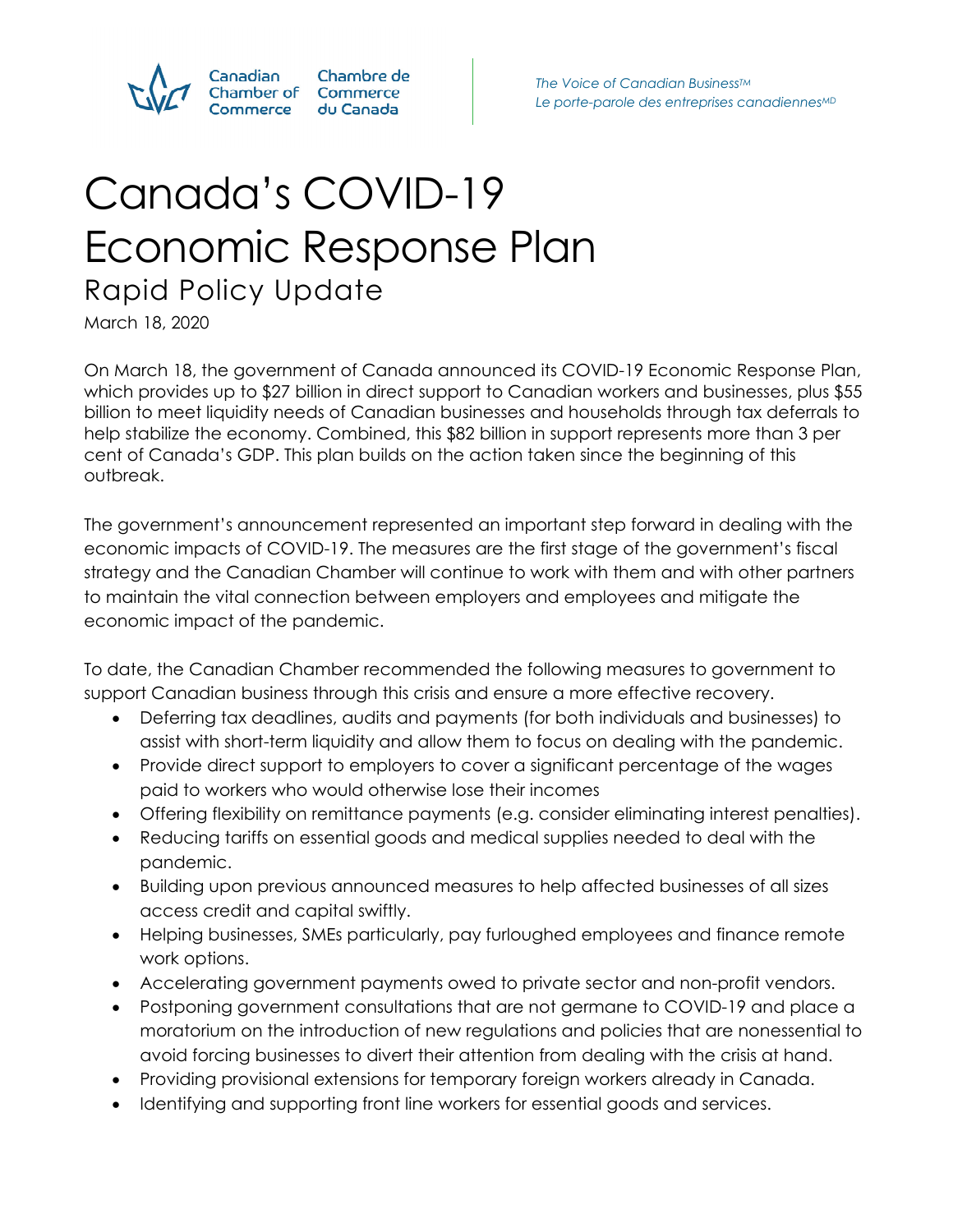Canadian Chamber of Commerce | Chambre de Commerce du Canada

*The Voice of Canadian Business™*
*Le porte-parole des entreprises canadiennes^MD*

# Canada's COVID-19 Economic Response Plan

## Rapid Policy Update

March 18, 2020

On March 18, the government of Canada announced its COVID-19 Economic Response Plan, which provides up to $27 billion in direct support to Canadian workers and businesses, plus $55 billion to meet liquidity needs of Canadian businesses and households through tax deferrals to help stabilize the economy. Combined, this $82 billion in support represents more than 3 per cent of Canada's GDP. This plan builds on the action taken since the beginning of this outbreak.

The government's announcement represented an important step forward in dealing with the economic impacts of COVID-19. The measures are the first stage of the government's fiscal strategy and the Canadian Chamber will continue to work with them and with other partners to maintain the vital connection between employers and employees and mitigate the economic impact of the pandemic.

To date, the Canadian Chamber recommended the following measures to government to support Canadian business through this crisis and ensure a more effective recovery.

- Deferring tax deadlines, audits and payments (for both individuals and businesses) to assist with short-term liquidity and allow them to focus on dealing with the pandemic.
- Provide direct support to employers to cover a significant percentage of the wages paid to workers who would otherwise lose their incomes
- Offering flexibility on remittance payments (e.g. consider eliminating interest penalties).
- Reducing tariffs on essential goods and medical supplies needed to deal with the pandemic.
- Building upon previous announced measures to help affected businesses of all sizes access credit and capital swiftly.
- Helping businesses, SMEs particularly, pay furloughed employees and finance remote work options.
- Accelerating government payments owed to private sector and non-profit vendors.
- Postponing government consultations that are not germane to COVID-19 and place a moratorium on the introduction of new regulations and policies that are nonessential to avoid forcing businesses to divert their attention from dealing with the crisis at hand.
- Providing provisional extensions for temporary foreign workers already in Canada.
- Identifying and supporting front line workers for essential goods and services.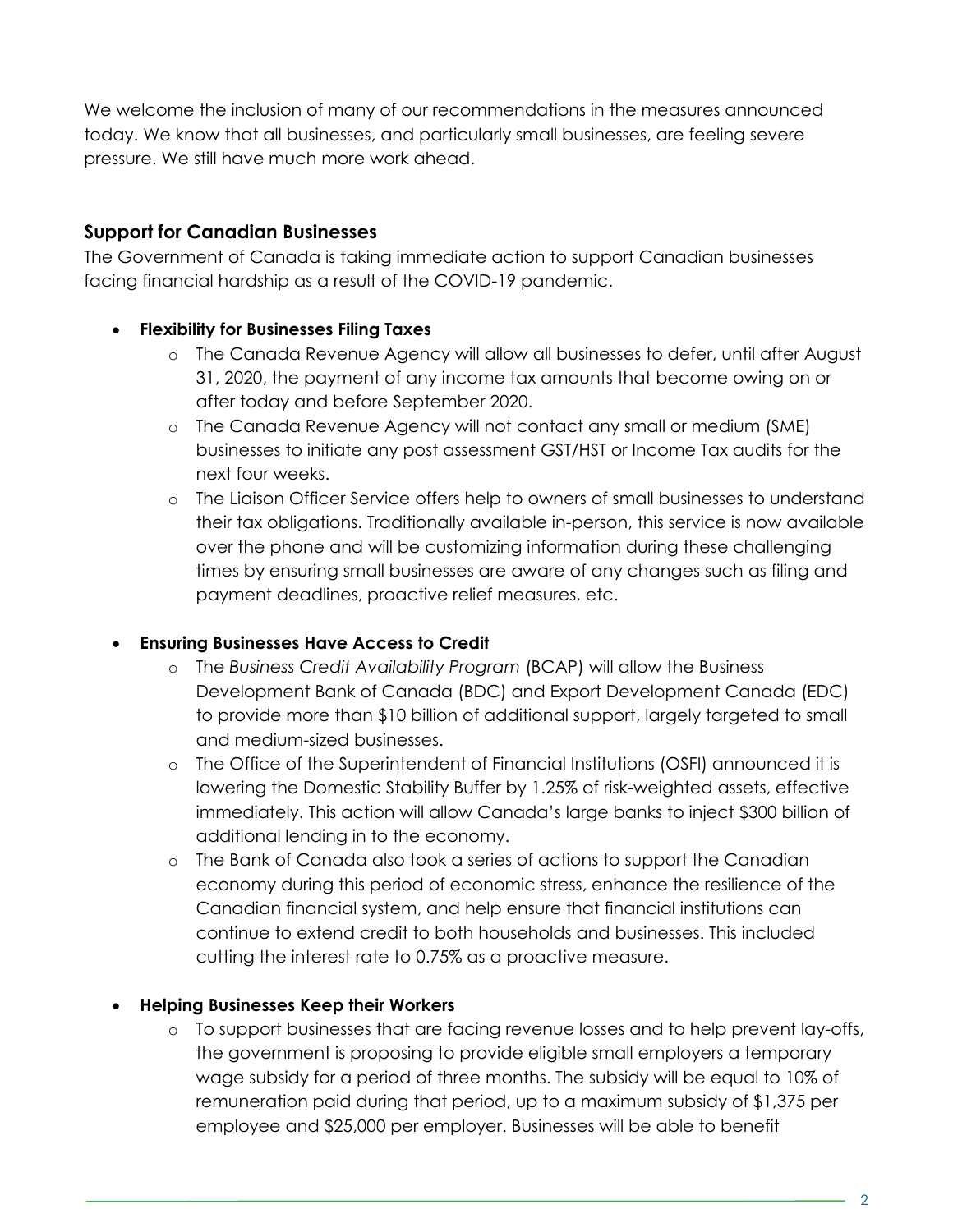We welcome the inclusion of many of our recommendations in the measures announced today. We know that all businesses, and particularly small businesses, are feeling severe pressure. We still have much more work ahead.

## Support for Canadian Businesses

The Government of Canada is taking immediate action to support Canadian businesses facing financial hardship as a result of the COVID-19 pandemic.

- **Flexibility for Businesses Filing Taxes**
  - The Canada Revenue Agency will allow all businesses to defer, until after August 31, 2020, the payment of any income tax amounts that become owing on or after today and before September 2020.
  - The Canada Revenue Agency will not contact any small or medium (SME) businesses to initiate any post assessment GST/HST or Income Tax audits for the next four weeks.
  - The Liaison Officer Service offers help to owners of small businesses to understand their tax obligations. Traditionally available in-person, this service is now available over the phone and will be customizing information during these challenging times by ensuring small businesses are aware of any changes such as filing and payment deadlines, proactive relief measures, etc.

- **Ensuring Businesses Have Access to Credit**
  - The *Business Credit Availability Program* (BCAP) will allow the Business Development Bank of Canada (BDC) and Export Development Canada (EDC) to provide more than $10 billion of additional support, largely targeted to small and medium-sized businesses.
  - The Office of the Superintendent of Financial Institutions (OSFI) announced it is lowering the Domestic Stability Buffer by 1.25% of risk-weighted assets, effective immediately. This action will allow Canada's large banks to inject $300 billion of additional lending in to the economy.
  - The Bank of Canada also took a series of actions to support the Canadian economy during this period of economic stress, enhance the resilience of the Canadian financial system, and help ensure that financial institutions can continue to extend credit to both households and businesses. This included cutting the interest rate to 0.75% as a proactive measure.

- **Helping Businesses Keep their Workers**
  - To support businesses that are facing revenue losses and to help prevent lay-offs, the government is proposing to provide eligible small employers a temporary wage subsidy for a period of three months. The subsidy will be equal to 10% of remuneration paid during that period, up to a maximum subsidy of $1,375 per employee and $25,000 per employer. Businesses will be able to benefit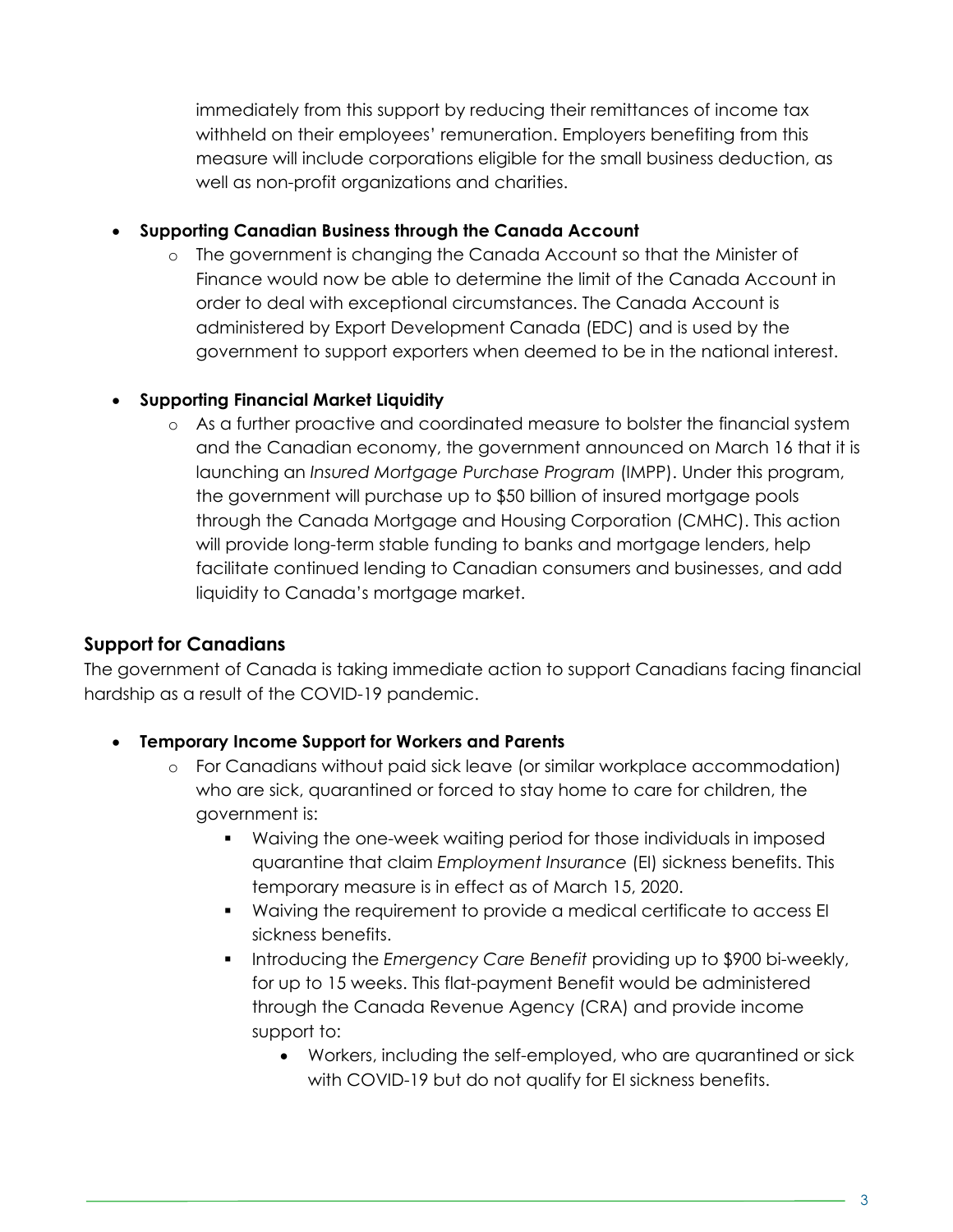immediately from this support by reducing their remittances of income tax withheld on their employees' remuneration. Employers benefiting from this measure will include corporations eligible for the small business deduction, as well as non-profit organizations and charities.

- **Supporting Canadian Business through the Canada Account**
  - The government is changing the Canada Account so that the Minister of Finance would now be able to determine the limit of the Canada Account in order to deal with exceptional circumstances. The Canada Account is administered by Export Development Canada (EDC) and is used by the government to support exporters when deemed to be in the national interest.

- **Supporting Financial Market Liquidity**
  - As a further proactive and coordinated measure to bolster the financial system and the Canadian economy, the government announced on March 16 that it is launching an *Insured Mortgage Purchase Program* (IMPP). Under this program, the government will purchase up to $50 billion of insured mortgage pools through the Canada Mortgage and Housing Corporation (CMHC). This action will provide long-term stable funding to banks and mortgage lenders, help facilitate continued lending to Canadian consumers and businesses, and add liquidity to Canada's mortgage market.

## Support for Canadians

The government of Canada is taking immediate action to support Canadians facing financial hardship as a result of the COVID-19 pandemic.

- **Temporary Income Support for Workers and Parents**
  - For Canadians without paid sick leave (or similar workplace accommodation) who are sick, quarantined or forced to stay home to care for children, the government is:
    - Waiving the one-week waiting period for those individuals in imposed quarantine that claim *Employment Insurance* (EI) sickness benefits. This temporary measure is in effect as of March 15, 2020.
    - Waiving the requirement to provide a medical certificate to access EI sickness benefits.
    - Introducing the *Emergency Care Benefit* providing up to $900 bi-weekly, for up to 15 weeks. This flat-payment Benefit would be administered through the Canada Revenue Agency (CRA) and provide income support to:
      - Workers, including the self-employed, who are quarantined or sick with COVID-19 but do not qualify for EI sickness benefits.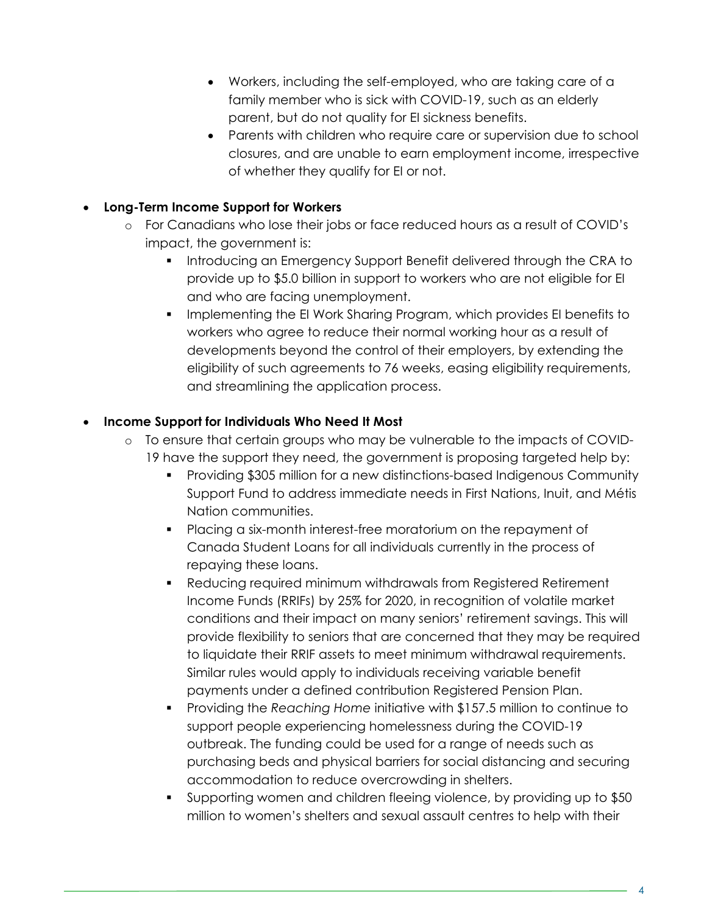- Workers, including the self-employed, who are taking care of a family member who is sick with COVID-19, such as an elderly parent, but do not quality for EI sickness benefits.
  - Parents with children who require care or supervision due to school closures, and are unable to earn employment income, irrespective of whether they qualify for EI or not.

- **Long-Term Income Support for Workers**
  - For Canadians who lose their jobs or face reduced hours as a result of COVID's impact, the government is:
    - Introducing an Emergency Support Benefit delivered through the CRA to provide up to $5.0 billion in support to workers who are not eligible for EI and who are facing unemployment.
    - Implementing the EI Work Sharing Program, which provides EI benefits to workers who agree to reduce their normal working hour as a result of developments beyond the control of their employers, by extending the eligibility of such agreements to 76 weeks, easing eligibility requirements, and streamlining the application process.

- **Income Support for Individuals Who Need It Most**
  - To ensure that certain groups who may be vulnerable to the impacts of COVID-19 have the support they need, the government is proposing targeted help by:
    - Providing $305 million for a new distinctions-based Indigenous Community Support Fund to address immediate needs in First Nations, Inuit, and Métis Nation communities.
    - Placing a six-month interest-free moratorium on the repayment of Canada Student Loans for all individuals currently in the process of repaying these loans.
    - Reducing required minimum withdrawals from Registered Retirement Income Funds (RRIFs) by 25% for 2020, in recognition of volatile market conditions and their impact on many seniors' retirement savings. This will provide flexibility to seniors that are concerned that they may be required to liquidate their RRIF assets to meet minimum withdrawal requirements. Similar rules would apply to individuals receiving variable benefit payments under a defined contribution Registered Pension Plan.
    - Providing the *Reaching Home* initiative with $157.5 million to continue to support people experiencing homelessness during the COVID-19 outbreak. The funding could be used for a range of needs such as purchasing beds and physical barriers for social distancing and securing accommodation to reduce overcrowding in shelters.
    - Supporting women and children fleeing violence, by providing up to $50 million to women's shelters and sexual assault centres to help with their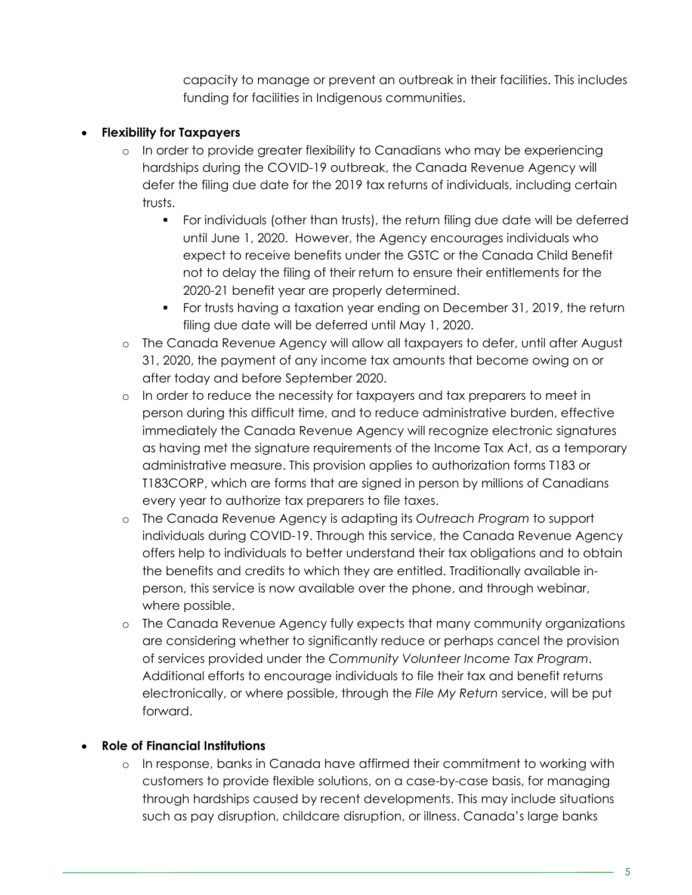capacity to manage or prevent an outbreak in their facilities. This includes funding for facilities in Indigenous communities.

- **Flexibility for Taxpayers**
  - In order to provide greater flexibility to Canadians who may be experiencing hardships during the COVID-19 outbreak, the Canada Revenue Agency will defer the filing due date for the 2019 tax returns of individuals, including certain trusts.
    - For individuals (other than trusts), the return filing due date will be deferred until June 1, 2020. However, the Agency encourages individuals who expect to receive benefits under the GSTC or the Canada Child Benefit not to delay the filing of their return to ensure their entitlements for the 2020-21 benefit year are properly determined.
    - For trusts having a taxation year ending on December 31, 2019, the return filing due date will be deferred until May 1, 2020.
  - The Canada Revenue Agency will allow all taxpayers to defer, until after August 31, 2020, the payment of any income tax amounts that become owing on or after today and before September 2020.
  - In order to reduce the necessity for taxpayers and tax preparers to meet in person during this difficult time, and to reduce administrative burden, effective immediately the Canada Revenue Agency will recognize electronic signatures as having met the signature requirements of the Income Tax Act, as a temporary administrative measure. This provision applies to authorization forms T183 or T183CORP, which are forms that are signed in person by millions of Canadians every year to authorize tax preparers to file taxes.
  - The Canada Revenue Agency is adapting its *Outreach Program* to support individuals during COVID-19. Through this service, the Canada Revenue Agency offers help to individuals to better understand their tax obligations and to obtain the benefits and credits to which they are entitled. Traditionally available in-person, this service is now available over the phone, and through webinar, where possible.
  - The Canada Revenue Agency fully expects that many community organizations are considering whether to significantly reduce or perhaps cancel the provision of services provided under the *Community Volunteer Income Tax Program*. Additional efforts to encourage individuals to file their tax and benefit returns electronically, or where possible, through the *File My Return* service, will be put forward.

- **Role of Financial Institutions**
  - In response, banks in Canada have affirmed their commitment to working with customers to provide flexible solutions, on a case-by-case basis, for managing through hardships caused by recent developments. This may include situations such as pay disruption, childcare disruption, or illness. Canada's large banks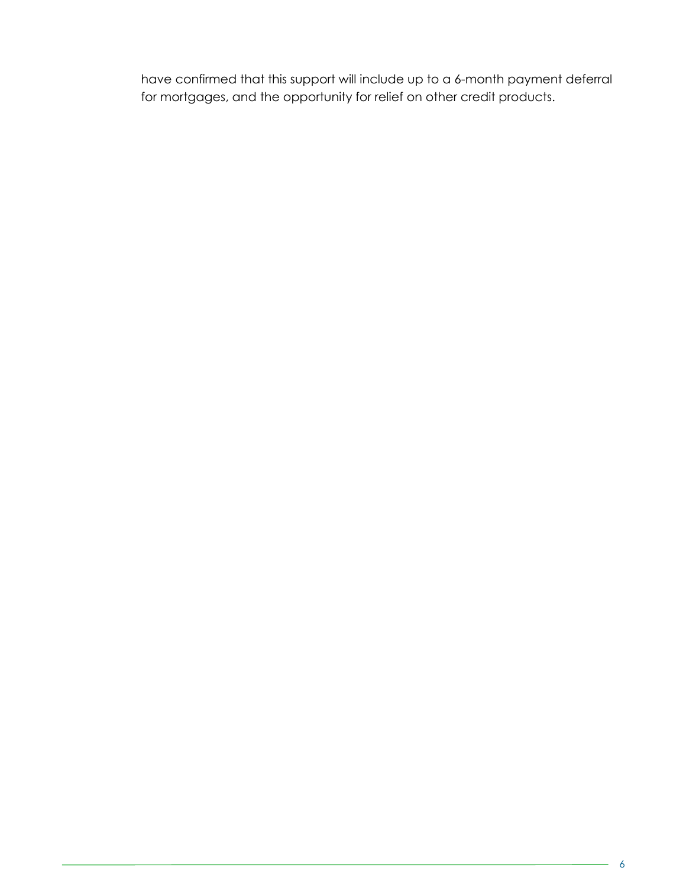have confirmed that this support will include up to a 6-month payment deferral for mortgages, and the opportunity for relief on other credit products.